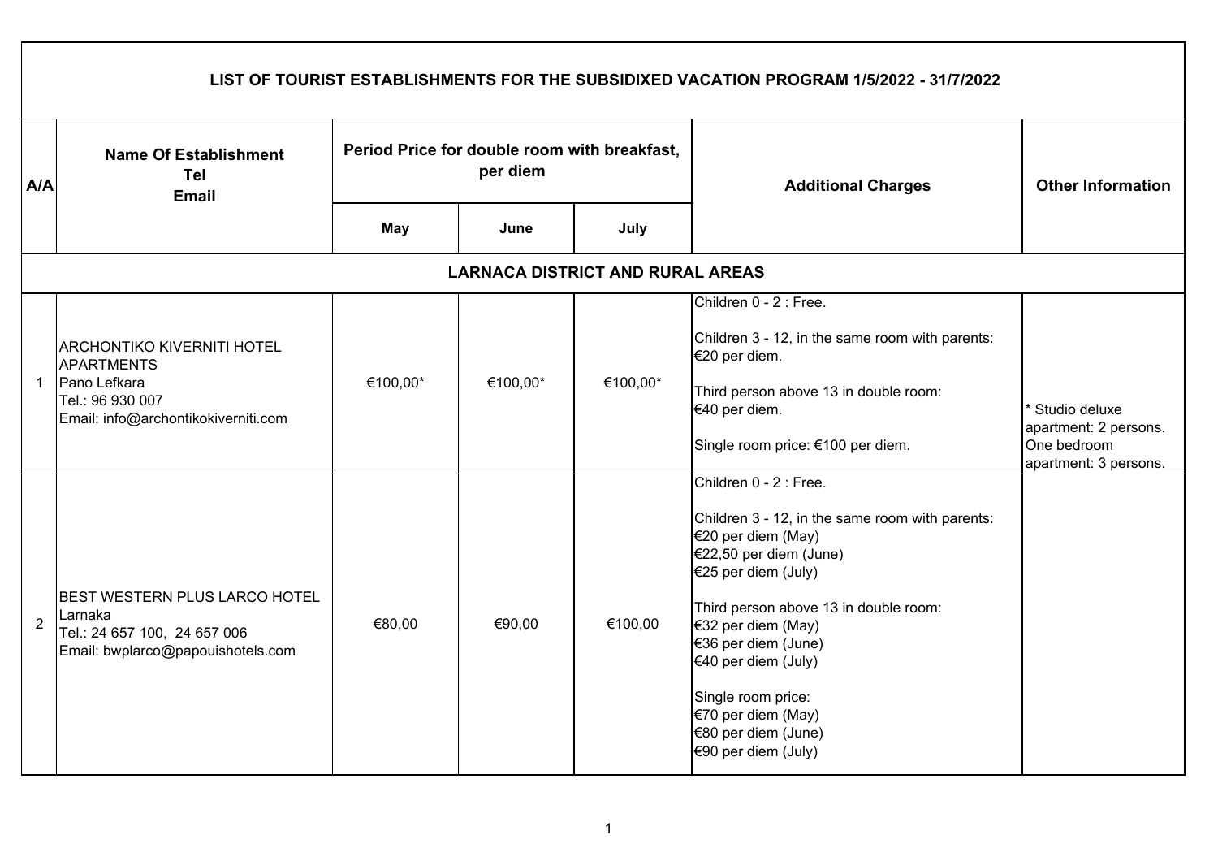# LIST OF TOURIST ESTABLISHMENTS FOR THE SUBSIDIXED VACATION PROGRAM 1/5/2022 - 31/7/2022

| A/A | Name Of Establishment<br>Tel<br>Email | Period Price for double room with breakfast, per diem | | | Additional Charges | Other Information |
|---|---|---|---|---|---|---|
| | | May | June | July | | |
| **LARNACA DISTRICT AND RURAL AREAS** | | | | | | |
| 1 | ARCHONTIKO KIVERNITI HOTEL APARTMENTS<br>Pano Lefkara<br>Tel.: 96 930 007<br>Email: info@archontikokiverniti.com | €100,00* | €100,00* | €100,00* | Children 0 - 2 : Free.<br><br>Children 3 - 12, in the same room with parents: €20 per diem.<br><br>Third person above 13 in double room: €40 per diem.<br><br>Single room price: €100 per diem. | * Studio deluxe apartment: 2 persons. One bedroom apartment: 3 persons. |
| 2 | BEST WESTERN PLUS LARCO HOTEL<br>Larnaka<br>Tel.: 24 657 100, 24 657 006<br>Email: bwplarco@papouishotels.com | €80,00 | €90,00 | €100,00 | Children 0 - 2 : Free.<br><br>Children 3 - 12, in the same room with parents:<br>€20 per diem (May)<br>€22,50 per diem (June)<br>€25 per diem (July)<br><br>Third person above 13 in double room:<br>€32 per diem (May)<br>€36 per diem (June)<br>€40 per diem (July)<br><br>Single room price:<br>€70 per diem (May)<br>€80 per diem (June)<br>€90 per diem (July) | |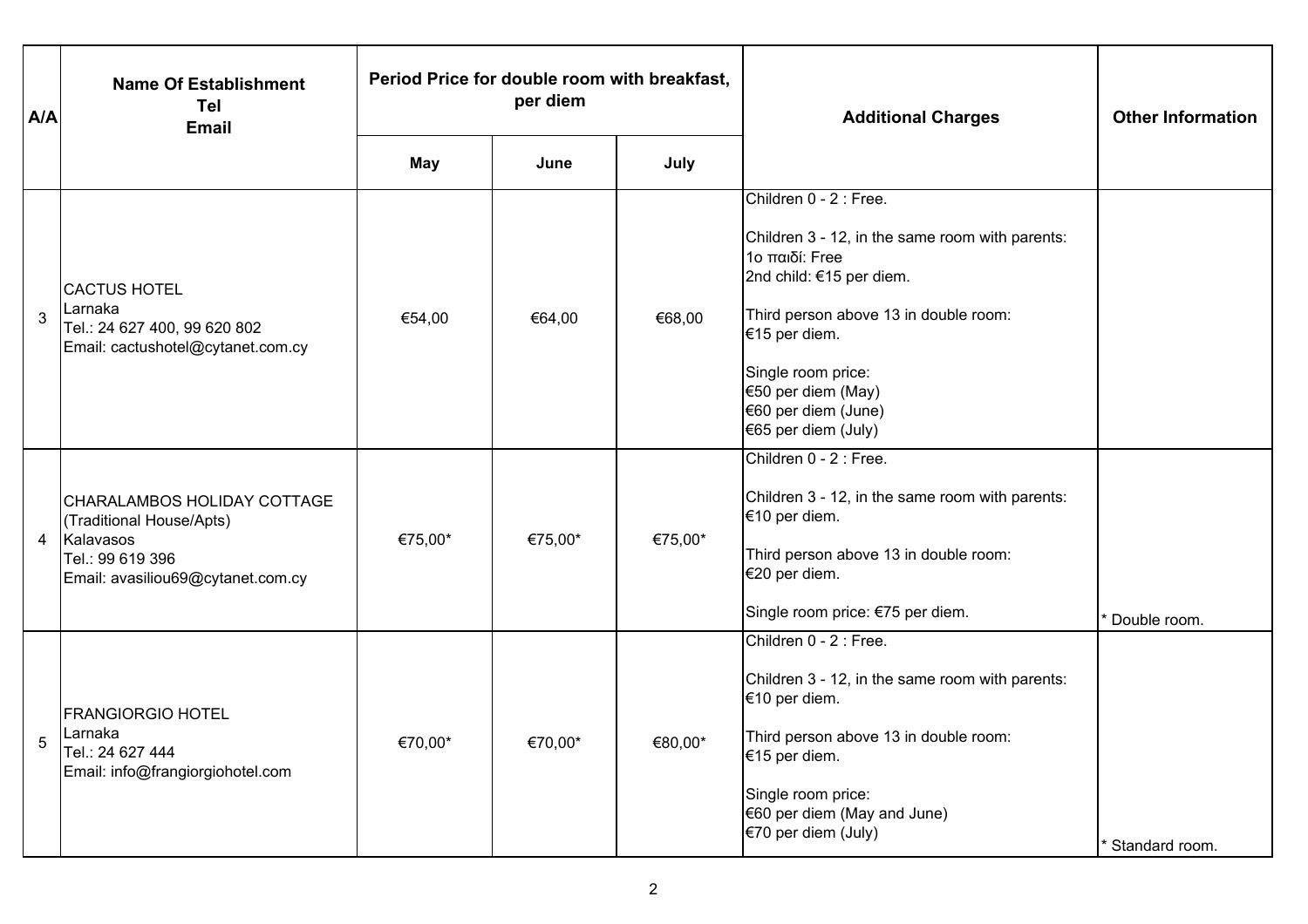| A/A | Name Of Establishment<br>Tel<br>Email | Period Price for double room with breakfast, per diem | | | Additional Charges | Other Information |
|---|---|---|---|---|---|---|
| | | May | June | July | | |
| 3 | CACTUS HOTEL<br>Larnaka<br>Tel.: 24 627 400, 99 620 802<br>Email: cactushotel@cytanet.com.cy | €54,00 | €64,00 | €68,00 | Children 0 - 2 : Free.<br><br>Children 3 - 12, in the same room with parents:<br>1ο παιδί: Free<br>2nd child: €15 per diem.<br><br>Third person above 13 in double room:<br>€15 per diem.<br><br>Single room price:<br>€50 per diem (May)<br>€60 per diem (June)<br>€65 per diem (July) | |
| 4 | CHARALAMBOS HOLIDAY COTTAGE<br>(Traditional House/Apts)<br>Kalavasos<br>Tel.: 99 619 396<br>Email: avasiliou69@cytanet.com.cy | €75,00* | €75,00* | €75,00* | Children 0 - 2 : Free.<br><br>Children 3 - 12, in the same room with parents:<br>€10 per diem.<br><br>Third person above 13 in double room:<br>€20 per diem.<br><br>Single room price: €75 per diem. | * Double room. |
| 5 | FRANGIORGIO HOTEL<br>Larnaka<br>Tel.: 24 627 444<br>Email: info@frangiorgiohotel.com | €70,00* | €70,00* | €80,00* | Children 0 - 2 : Free.<br><br>Children 3 - 12, in the same room with parents:<br>€10 per diem.<br><br>Third person above 13 in double room:<br>€15 per diem.<br><br>Single room price:<br>€60 per diem (May and June)<br>€70 per diem (July) | * Standard room. |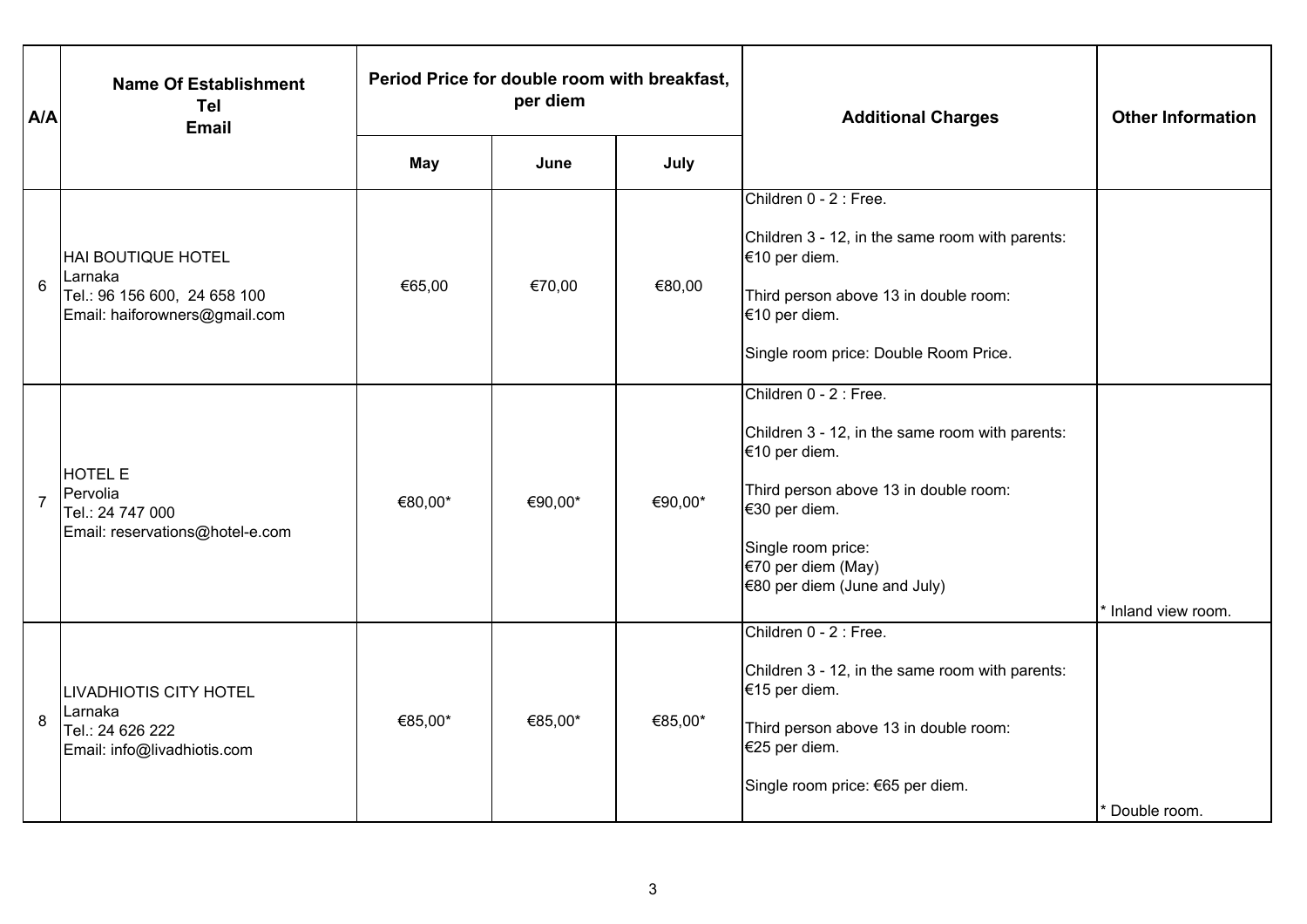| A/A | Name Of Establishment<br>Tel<br>Email | Period Price for double room with breakfast, per diem | | | Additional Charges | Other Information |
|---|---|---|---|---|---|---|
| | | May | June | July | | |
| 6 | HAI BOUTIQUE HOTEL<br>Larnaka<br>Tel.: 96 156 600, 24 658 100<br>Email: haiforowners@gmail.com | €65,00 | €70,00 | €80,00 | Children 0 - 2 : Free.<br><br>Children 3 - 12, in the same room with parents: €10 per diem.<br><br>Third person above 13 in double room: €10 per diem.<br><br>Single room price: Double Room Price. | |
| 7 | HOTEL E<br>Pervolia<br>Tel.: 24 747 000<br>Email: reservations@hotel-e.com | €80,00* | €90,00* | €90,00* | Children 0 - 2 : Free.<br><br>Children 3 - 12, in the same room with parents: €10 per diem.<br><br>Third person above 13 in double room: €30 per diem.<br><br>Single room price:<br>€70 per diem (May)<br>€80 per diem (June and July) | * Inland view room. |
| 8 | LIVADHIOTIS CITY HOTEL<br>Larnaka<br>Tel.: 24 626 222<br>Email: info@livadhiotis.com | €85,00* | €85,00* | €85,00* | Children 0 - 2 : Free.<br><br>Children 3 - 12, in the same room with parents: €15 per diem.<br><br>Third person above 13 in double room: €25 per diem.<br><br>Single room price: €65 per diem. | * Double room. |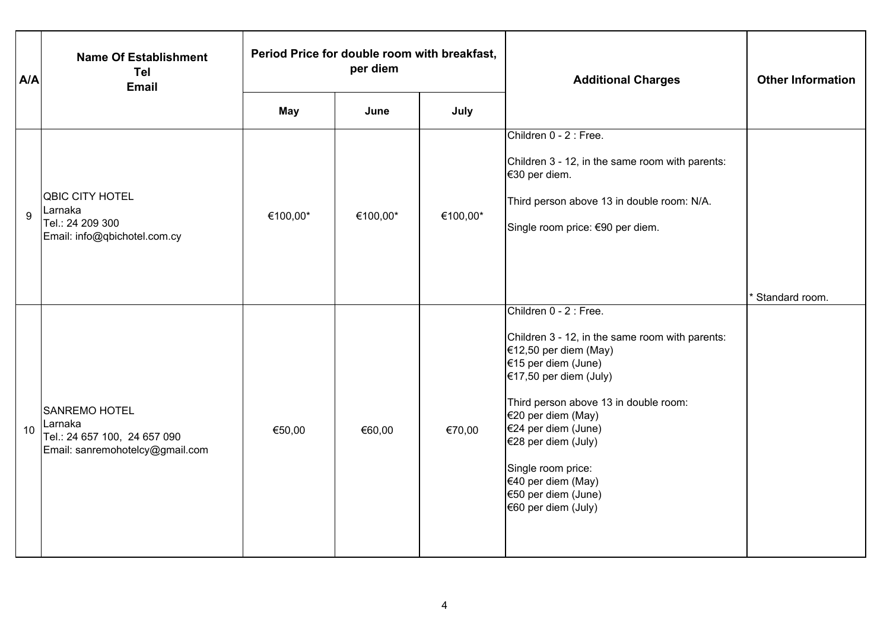| A/A | Name Of Establishment<br>Tel<br>Email | Period Price for double room with breakfast, per diem | | | Additional Charges | Other Information |
|---|---|---|---|---|---|---|
| | | May | June | July | | |
| 9 | QBIC CITY HOTEL<br>Larnaka<br>Tel.: 24 209 300<br>Email: info@qbichotel.com.cy | €100,00* | €100,00* | €100,00* | Children 0 - 2 : Free.<br><br>Children 3 - 12, in the same room with parents: €30 per diem.<br><br>Third person above 13 in double room: N/A.<br><br>Single room price: €90 per diem. | * Standard room. |
| 10 | SANREMO HOTEL<br>Larnaka<br>Tel.: 24 657 100, 24 657 090<br>Email: sanremohotelcy@gmail.com | €50,00 | €60,00 | €70,00 | Children 0 - 2 : Free.<br><br>Children 3 - 12, in the same room with parents:<br>€12,50 per diem (May)<br>€15 per diem (June)<br>€17,50 per diem (July)<br><br>Third person above 13 in double room:<br>€20 per diem (May)<br>€24 per diem (June)<br>€28 per diem (July)<br><br>Single room price:<br>€40 per diem (May)<br>€50 per diem (June)<br>€60 per diem (July) | |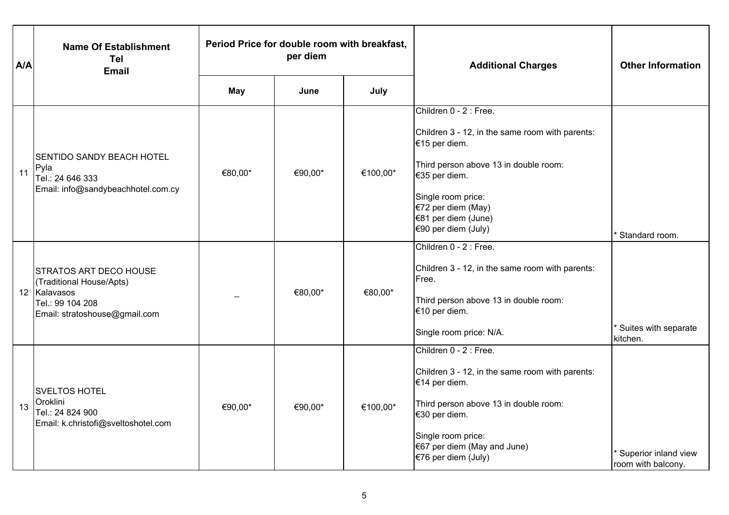| A/A | Name Of Establishment<br>Tel<br>Email | Period Price for double room with breakfast, per diem | | | Additional Charges | Other Information |
|---|---|---|---|---|---|---|
| | | May | June | July | | |
| 11 | SENTIDO SANDY BEACH HOTEL<br>Pyla<br>Tel.: 24 646 333<br>Email: info@sandybeachhotel.com.cy | €80,00* | €90,00* | €100,00* | Children 0 - 2 : Free.<br><br>Children 3 - 12, in the same room with parents: €15 per diem.<br><br>Third person above 13 in double room: €35 per diem.<br><br>Single room price:<br>€72 per diem (May)<br>€81 per diem (June)<br>€90 per diem (July) | * Standard room. |
| 12 | STRATOS ART DECO HOUSE<br>(Traditional House/Apts)<br>Kalavasos<br>Tel.: 99 104 208<br>Email: stratoshouse@gmail.com | _ | €80,00* | €80,00* | Children 0 - 2 : Free.<br><br>Children 3 - 12, in the same room with parents: Free.<br><br>Third person above 13 in double room: €10 per diem.<br><br>Single room price: N/A. | * Suites with separate kitchen. |
| 13 | SVELTOS HOTEL<br>Oroklini<br>Tel.: 24 824 900<br>Email: k.christofi@sveltoshotel.com | €90,00* | €90,00* | €100,00* | Children 0 - 2 : Free.<br><br>Children 3 - 12, in the same room with parents: €14 per diem.<br><br>Third person above 13 in double room: €30 per diem.<br><br>Single room price:<br>€67 per diem (May and June)<br>€76 per diem (July) | * Superior inland view room with balcony. |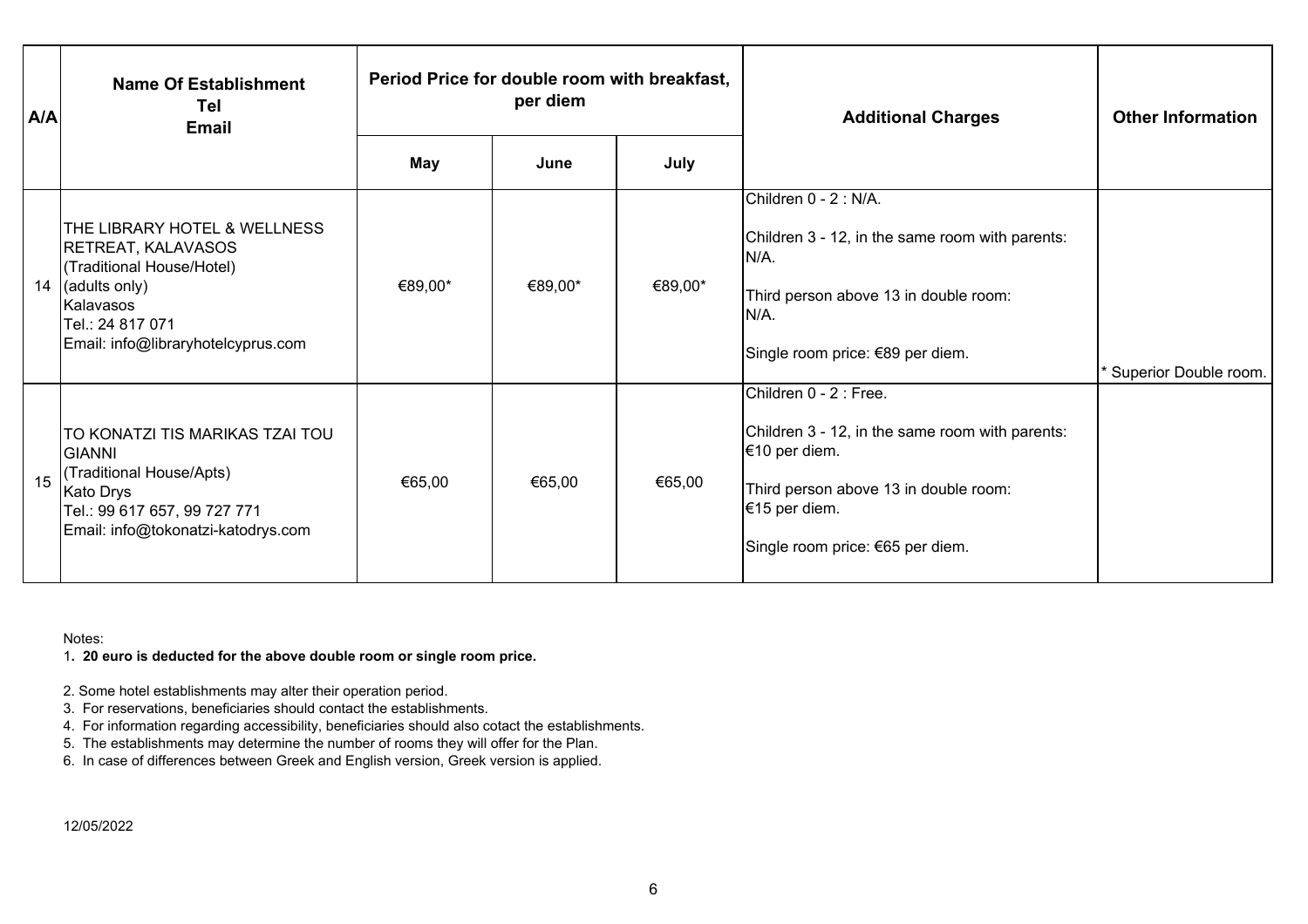| A/A | Name Of Establishment<br>Tel<br>Email | Period Price for double room with breakfast, per diem | | | Additional Charges | Other Information |
|---|---|---|---|---|---|---|
| | | May | June | July | | |
| 14 | THE LIBRARY HOTEL & WELLNESS RETREAT, KALAVASOS<br>(Traditional House/Hotel)<br>(adults only)<br>Kalavasos<br>Tel.: 24 817 071<br>Email: info@libraryhotelcyprus.com | €89,00* | €89,00* | €89,00* | Children 0 - 2 : N/A.<br>Children 3 - 12, in the same room with parents: N/A.<br>Third person above 13 in double room: N/A.<br>Single room price: €89 per diem. | * Superior Double room. |
| 15 | TO KONATZI TIS MARIKAS TZAI TOU GIANNI<br>(Traditional House/Apts)<br>Kato Drys<br>Tel.: 99 617 657, 99 727 771<br>Email: info@tokonatzi-katodrys.com | €65,00 | €65,00 | €65,00 | Children 0 - 2 : Free.<br>Children 3 - 12, in the same room with parents: €10 per diem.<br>Third person above 13 in double room: €15 per diem.<br>Single room price: €65 per diem. | |

Notes:

1**. 20 euro is deducted for the above double room or single room price.**

2. Some hotel establishments may alter their operation period.
3. For reservations, beneficiaries should contact the establishments.
4. For information regarding accessibility, beneficiaries should also cotact the establishments.
5. The establishments may determine the number of rooms they will offer for the Plan.
6. In case of differences between Greek and English version, Greek version is applied.

12/05/2022